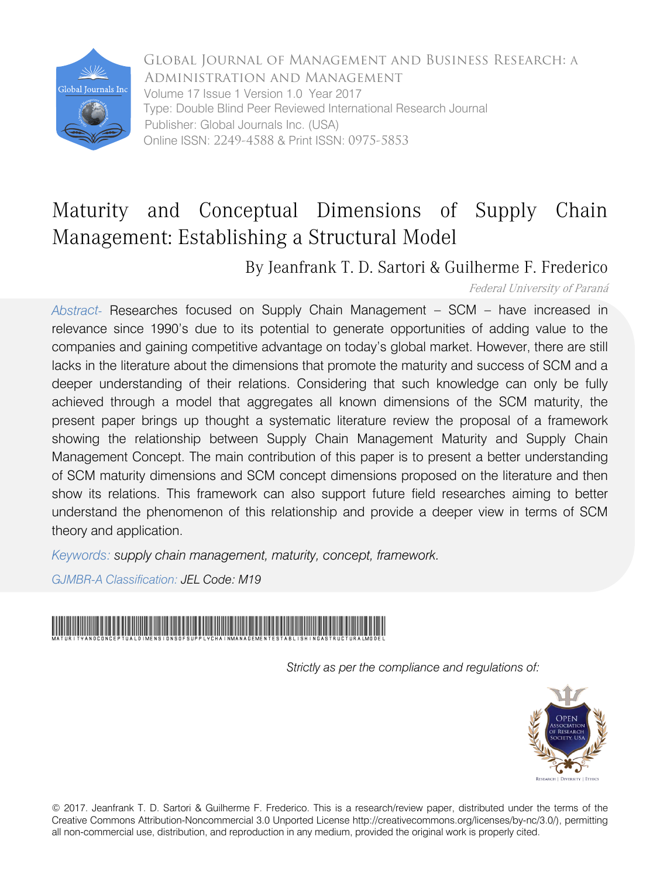Global Journal of Management and Business Research: A Administration and Management
Volume 17 Issue 1 Version 1.0 Year 2017
Type: Double Blind Peer Reviewed International Research Journal
Publisher: Global Journals Inc. (USA)
Online ISSN: 2249-4588 & Print ISSN: 0975-5853

# Maturity and Conceptual Dimensions of Supply Chain Management: Establishing a Structural Model

By Jeanfrank T. D. Sartori & Guilherme F. Frederico

*Federal University of Paraná*

*Abstract-* Researches focused on Supply Chain Management – SCM – have increased in relevance since 1990's due to its potential to generate opportunities of adding value to the companies and gaining competitive advantage on today's global market. However, there are still lacks in the literature about the dimensions that promote the maturity and success of SCM and a deeper understanding of their relations. Considering that such knowledge can only be fully achieved through a model that aggregates all known dimensions of the SCM maturity, the present paper brings up thought a systematic literature review the proposal of a framework showing the relationship between Supply Chain Management Maturity and Supply Chain Management Concept. The main contribution of this paper is to present a better understanding of SCM maturity dimensions and SCM concept dimensions proposed on the literature and then show its relations. This framework can also support future field researches aiming to better understand the phenomenon of this relationship and provide a deeper view in terms of SCM theory and application.

*Keywords: supply chain management, maturity, concept, framework.*

*GJMBR-A Classification: JEL Code: M19*

MATURITYANDCONCEPTUALDIMENSIONSOFSUPPLYCHAINMANAGEMENTESTABLISHINGASTRUCTURALMODEL

*Strictly as per the compliance and regulations of:*

© 2017. Jeanfrank T. D. Sartori & Guilherme F. Frederico. This is a research/review paper, distributed under the terms of the Creative Commons Attribution-Noncommercial 3.0 Unported License http://creativecommons.org/licenses/by-nc/3.0/), permitting all non-commercial use, distribution, and reproduction in any medium, provided the original work is properly cited.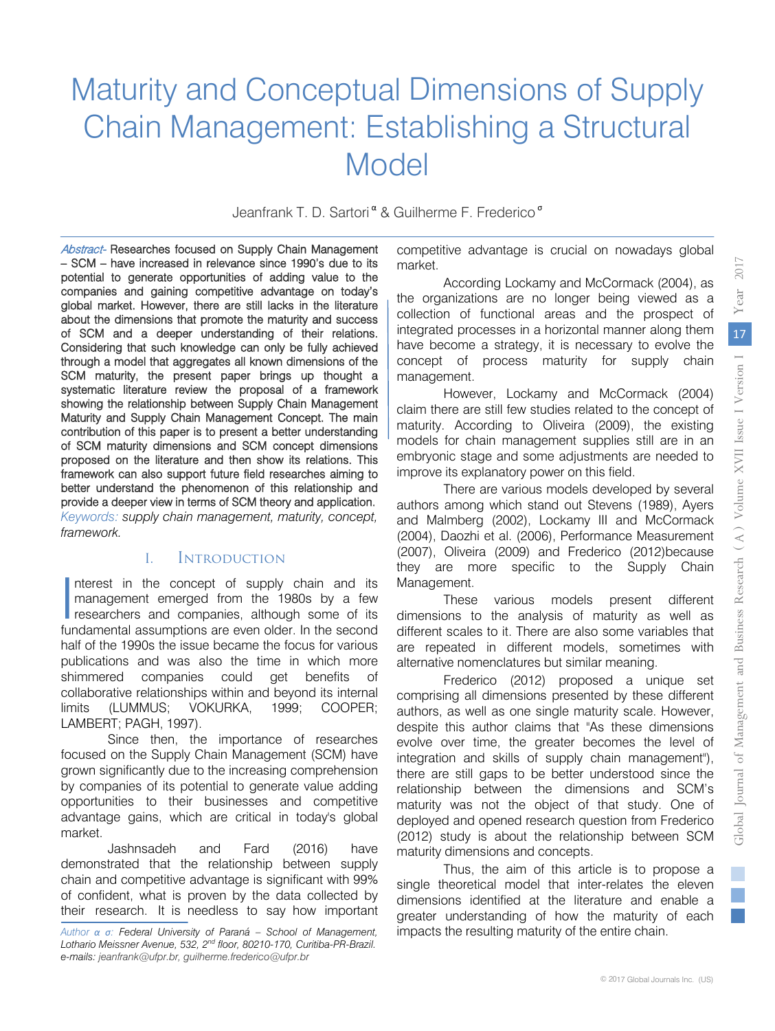# Maturity and Conceptual Dimensions of Supply Chain Management: Establishing a Structural Model

Jeanfrank T. D. Sartori [α] & Guilherme F. Frederico [σ]

*Abstract-* Researches focused on Supply Chain Management – SCM – have increased in relevance since 1990's due to its potential to generate opportunities of adding value to the companies and gaining competitive advantage on today's global market. However, there are still lacks in the literature about the dimensions that promote the maturity and success of SCM and a deeper understanding of their relations. Considering that such knowledge can only be fully achieved through a model that aggregates all known dimensions of the SCM maturity, the present paper brings up thought a systematic literature review the proposal of a framework showing the relationship between Supply Chain Management Maturity and Supply Chain Management Concept. The main contribution of this paper is to present a better understanding of SCM maturity dimensions and SCM concept dimensions proposed on the literature and then show its relations. This framework can also support future field researches aiming to better understand the phenomenon of this relationship and provide a deeper view in terms of SCM theory and application.

*Keywords: supply chain management, maturity, concept, framework.*

## I. Introduction

Interest in the concept of supply chain and its management emerged from the 1980s by a few researchers and companies, although some of its fundamental assumptions are even older. In the second half of the 1990s the issue became the focus for various publications and was also the time in which more shimmered companies could get benefits of collaborative relationships within and beyond its internal limits (LUMMUS; VOKURKA, 1999; COOPER; LAMBERT; PAGH, 1997).

Since then, the importance of researches focused on the Supply Chain Management (SCM) have grown significantly due to the increasing comprehension by companies of its potential to generate value adding opportunities to their businesses and competitive advantage gains, which are critical in today's global market.

Jashnsadeh and Fard (2016) have demonstrated that the relationship between supply chain and competitive advantage is significant with 99% of confident, what is proven by the data collected by their research. It is needless to say how important competitive advantage is crucial on nowadays global market.

According Lockamy and McCormack (2004), as the organizations are no longer being viewed as a collection of functional areas and the prospect of integrated processes in a horizontal manner along them have become a strategy, it is necessary to evolve the concept of process maturity for supply chain management.

However, Lockamy and McCormack (2004) claim there are still few studies related to the concept of maturity. According to Oliveira (2009), the existing models for chain management supplies still are in an embryonic stage and some adjustments are needed to improve its explanatory power on this field.

There are various models developed by several authors among which stand out Stevens (1989), Ayers and Malmberg (2002), Lockamy III and McCormack (2004), Daozhi et al. (2006), Performance Measurement (2007), Oliveira (2009) and Frederico (2012)because they are more specific to the Supply Chain Management.

These various models present different dimensions to the analysis of maturity as well as different scales to it. There are also some variables that are repeated in different models, sometimes with alternative nomenclatures but similar meaning.

Frederico (2012) proposed a unique set comprising all dimensions presented by these different authors, as well as one single maturity scale. However, despite this author claims that "As these dimensions evolve over time, the greater becomes the level of integration and skills of supply chain management"), there are still gaps to be better understood since the relationship between the dimensions and SCM's maturity was not the object of that study. One of deployed and opened research question from Frederico (2012) study is about the relationship between SCM maturity dimensions and concepts.

Thus, the aim of this article is to propose a single theoretical model that inter-relates the eleven dimensions identified at the literature and enable a greater understanding of how the maturity of each impacts the resulting maturity of the entire chain.

*Author α σ: Federal University of Paraná – School of Management, Lothario Meissner Avenue, 532, 2nd floor, 80210-170, Curitiba-PR-Brazil. e-mails: jeanfrank@ufpr.br, guilherme.frederico@ufpr.br*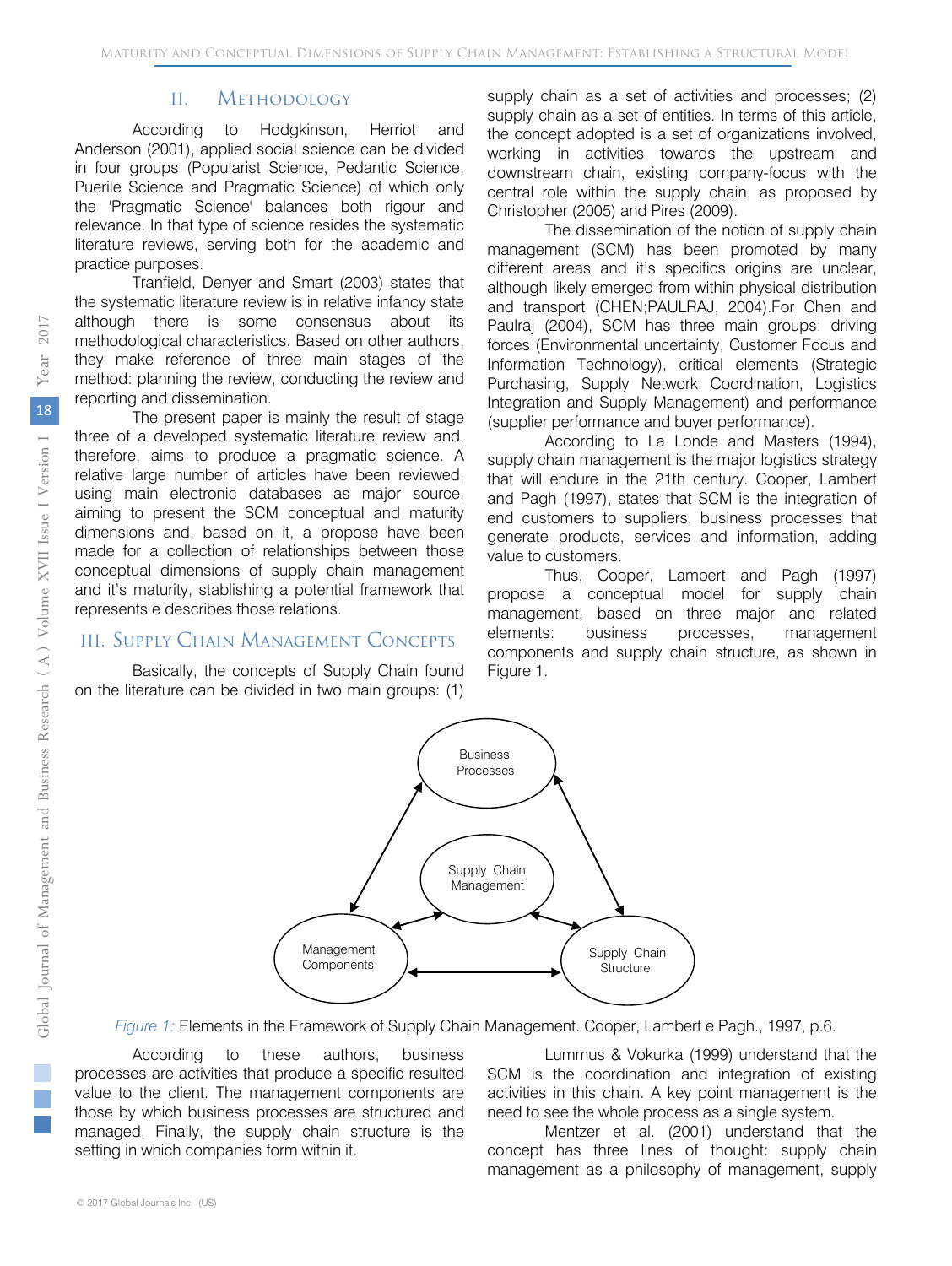## II. Methodology

According to Hodgkinson, Herriot and Anderson (2001), applied social science can be divided in four groups (Popularist Science, Pedantic Science, Puerile Science and Pragmatic Science) of which only the 'Pragmatic Science' balances both rigour and relevance. In that type of science resides the systematic literature reviews, serving both for the academic and practice purposes.

Tranfield, Denyer and Smart (2003) states that the systematic literature review is in relative infancy state although there is some consensus about its methodological characteristics. Based on other authors, they make reference of three main stages of the method: planning the review, conducting the review and reporting and dissemination.

The present paper is mainly the result of stage three of a developed systematic literature review and, therefore, aims to produce a pragmatic science. A relative large number of articles have been reviewed, using main electronic databases as major source, aiming to present the SCM conceptual and maturity dimensions and, based on it, a propose have been made for a collection of relationships between those conceptual dimensions of supply chain management and it's maturity, stablishing a potential framework that represents e describes those relations.

## III. Supply Chain Management Concepts

Basically, the concepts of Supply Chain found on the literature can be divided in two main groups: (1) supply chain as a set of activities and processes; (2) supply chain as a set of entities. In terms of this article, the concept adopted is a set of organizations involved, working in activities towards the upstream and downstream chain, existing company-focus with the central role within the supply chain, as proposed by Christopher (2005) and Pires (2009).

The dissemination of the notion of supply chain management (SCM) has been promoted by many different areas and it's specifics origins are unclear, although likely emerged from within physical distribution and transport (CHEN;PAULRAJ, 2004).For Chen and Paulraj (2004), SCM has three main groups: driving forces (Environmental uncertainty, Customer Focus and Information Technology), critical elements (Strategic Purchasing, Supply Network Coordination, Logistics Integration and Supply Management) and performance (supplier performance and buyer performance).

According to La Londe and Masters (1994), supply chain management is the major logistics strategy that will endure in the 21th century. Cooper, Lambert and Pagh (1997), states that SCM is the integration of end customers to suppliers, business processes that generate products, services and information, adding value to customers.

Thus, Cooper, Lambert and Pagh (1997) propose a conceptual model for supply chain management, based on three major and related elements: business processes, management components and supply chain structure, as shown in Figure 1.

*Figure 1:* Elements in the Framework of Supply Chain Management. Cooper, Lambert e Pagh., 1997, p.6.

According to these authors, business processes are activities that produce a specific resulted value to the client. The management components are those by which business processes are structured and managed. Finally, the supply chain structure is the setting in which companies form within it.

Lummus & Vokurka (1999) understand that the SCM is the coordination and integration of existing activities in this chain. A key point management is the need to see the whole process as a single system.

Mentzer et al. (2001) understand that the concept has three lines of thought: supply chain management as a philosophy of management, supply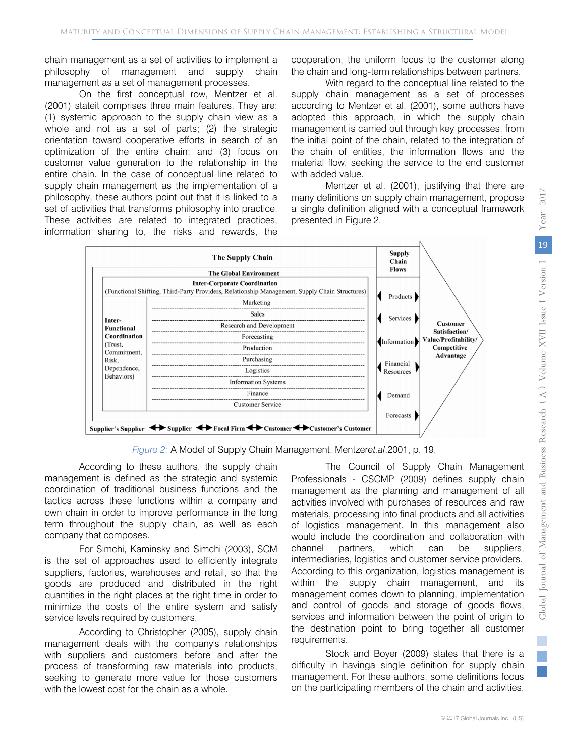chain management as a set of activities to implement a philosophy of management and supply chain management as a set of management processes.

On the first conceptual row, Mentzer et al. (2001) stateit comprises three main features. They are: (1) systemic approach to the supply chain view as a whole and not as a set of parts; (2) the strategic orientation toward cooperative efforts in search of an optimization of the entire chain; and (3) focus on customer value generation to the relationship in the entire chain. In the case of conceptual line related to supply chain management as the implementation of a philosophy, these authors point out that it is linked to a set of activities that transforms philosophy into practice. These activities are related to integrated practices, information sharing to, the risks and rewards, the cooperation, the uniform focus to the customer along the chain and long-term relationships between partners.

With regard to the conceptual line related to the supply chain management as a set of processes according to Mentzer et al. (2001), some authors have adopted this approach, in which the supply chain management is carried out through key processes, from the initial point of the chain, related to the integration of the chain of entities, the information flows and the material flow, seeking the service to the end customer with added value.

Mentzer et al. (2001), justifying that there are many definitions on supply chain management, propose a single definition aligned with a conceptual framework presented in Figure 2.

*Figure 2:* A Model of Supply Chain Management. Mentzer*et.al*.2001, p. 19.

According to these authors, the supply chain management is defined as the strategic and systemic coordination of traditional business functions and the tactics across these functions within a company and own chain in order to improve performance in the long term throughout the supply chain, as well as each company that composes.

For Simchi, Kaminsky and Simchi (2003), SCM is the set of approaches used to efficiently integrate suppliers, factories, warehouses and retail, so that the goods are produced and distributed in the right quantities in the right places at the right time in order to minimize the costs of the entire system and satisfy service levels required by customers.

According to Christopher (2005), supply chain management deals with the company's relationships with suppliers and customers before and after the process of transforming raw materials into products, seeking to generate more value for those customers with the lowest cost for the chain as a whole.

The Council of Supply Chain Management Professionals - CSCMP (2009) defines supply chain management as the planning and management of all activities involved with purchases of resources and raw materials, processing into final products and all activities of logistics management. In this management also would include the coordination and collaboration with channel partners, which can be suppliers, intermediaries, logistics and customer service providers. According to this organization, logistics management is within the supply chain management, and its management comes down to planning, implementation and control of goods and storage of goods flows, services and information between the point of origin to the destination point to bring together all customer requirements.

Stock and Boyer (2009) states that there is a difficulty in havinga single definition for supply chain management. For these authors, some definitions focus on the participating members of the chain and activities,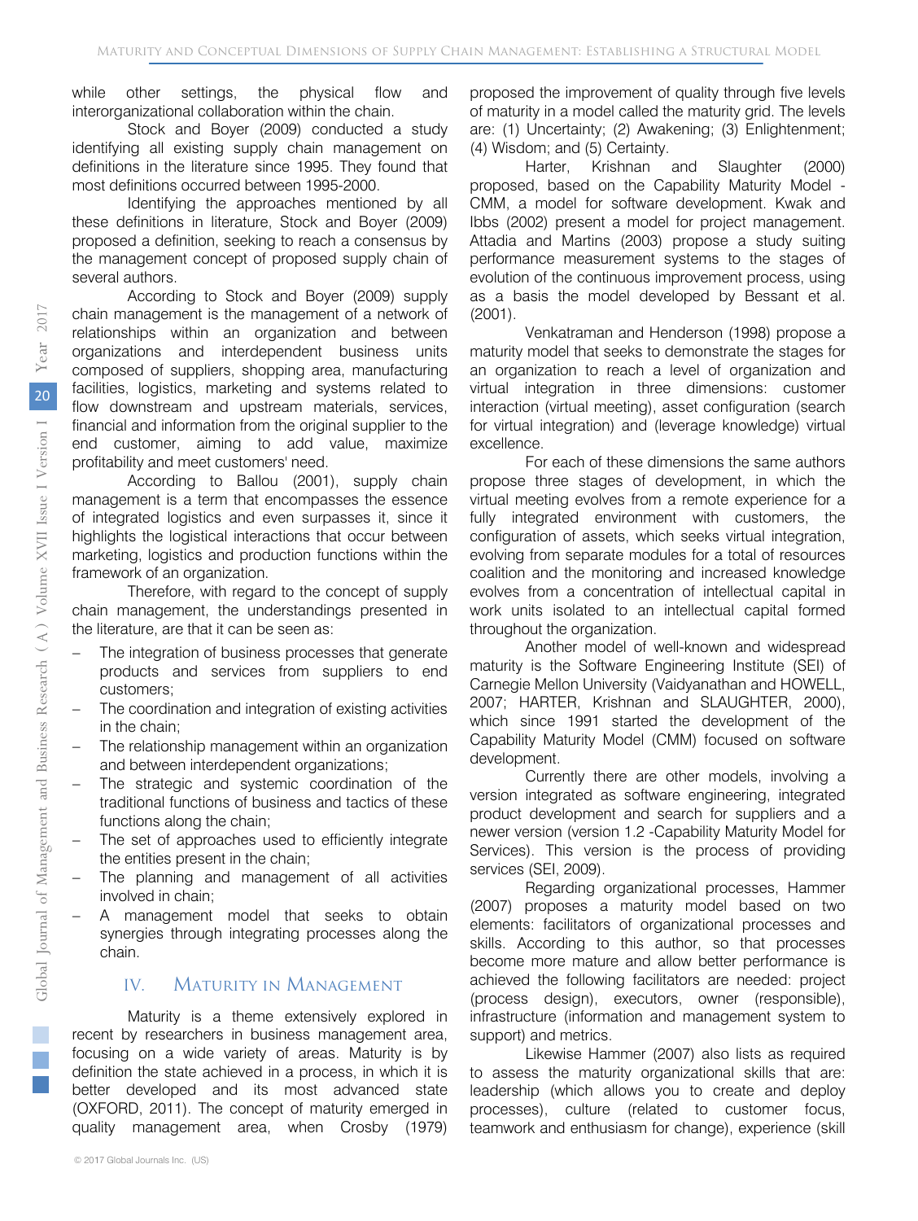while other settings, the physical flow and interorganizational collaboration within the chain.

Stock and Boyer (2009) conducted a study identifying all existing supply chain management on definitions in the literature since 1995. They found that most definitions occurred between 1995-2000.

Identifying the approaches mentioned by all these definitions in literature, Stock and Boyer (2009) proposed a definition, seeking to reach a consensus by the management concept of proposed supply chain of several authors.

According to Stock and Boyer (2009) supply chain management is the management of a network of relationships within an organization and between organizations and interdependent business units composed of suppliers, shopping area, manufacturing facilities, logistics, marketing and systems related to flow downstream and upstream materials, services, financial and information from the original supplier to the end customer, aiming to add value, maximize profitability and meet customers' need.

According to Ballou (2001), supply chain management is a term that encompasses the essence of integrated logistics and even surpasses it, since it highlights the logistical interactions that occur between marketing, logistics and production functions within the framework of an organization.

Therefore, with regard to the concept of supply chain management, the understandings presented in the literature, are that it can be seen as:

- The integration of business processes that generate products and services from suppliers to end customers;
- The coordination and integration of existing activities in the chain;
- The relationship management within an organization and between interdependent organizations;
- The strategic and systemic coordination of the traditional functions of business and tactics of these functions along the chain;
- The set of approaches used to efficiently integrate the entities present in the chain;
- The planning and management of all activities involved in chain;
- A management model that seeks to obtain synergies through integrating processes along the chain.

## IV. Maturity in Management

Maturity is a theme extensively explored in recent by researchers in business management area, focusing on a wide variety of areas. Maturity is by definition the state achieved in a process, in which it is better developed and its most advanced state (OXFORD, 2011). The concept of maturity emerged in quality management area, when Crosby (1979) proposed the improvement of quality through five levels of maturity in a model called the maturity grid. The levels are: (1) Uncertainty; (2) Awakening; (3) Enlightenment; (4) Wisdom; and (5) Certainty.

Harter, Krishnan and Slaughter (2000) proposed, based on the Capability Maturity Model - CMM, a model for software development. Kwak and Ibbs (2002) present a model for project management. Attadia and Martins (2003) propose a study suiting performance measurement systems to the stages of evolution of the continuous improvement process, using as a basis the model developed by Bessant et al. (2001).

Venkatraman and Henderson (1998) propose a maturity model that seeks to demonstrate the stages for an organization to reach a level of organization and virtual integration in three dimensions: customer interaction (virtual meeting), asset configuration (search for virtual integration) and (leverage knowledge) virtual excellence.

For each of these dimensions the same authors propose three stages of development, in which the virtual meeting evolves from a remote experience for a fully integrated environment with customers, the configuration of assets, which seeks virtual integration, evolving from separate modules for a total of resources coalition and the monitoring and increased knowledge evolves from a concentration of intellectual capital in work units isolated to an intellectual capital formed throughout the organization.

Another model of well-known and widespread maturity is the Software Engineering Institute (SEI) of Carnegie Mellon University (Vaidyanathan and HOWELL, 2007; HARTER, Krishnan and SLAUGHTER, 2000), which since 1991 started the development of the Capability Maturity Model (CMM) focused on software development.

Currently there are other models, involving a version integrated as software engineering, integrated product development and search for suppliers and a newer version (version 1.2 -Capability Maturity Model for Services). This version is the process of providing services (SEI, 2009).

Regarding organizational processes, Hammer (2007) proposes a maturity model based on two elements: facilitators of organizational processes and skills. According to this author, so that processes become more mature and allow better performance is achieved the following facilitators are needed: project (process design), executors, owner (responsible), infrastructure (information and management system to support) and metrics.

Likewise Hammer (2007) also lists as required to assess the maturity organizational skills that are: leadership (which allows you to create and deploy processes), culture (related to customer focus, teamwork and enthusiasm for change), experience (skill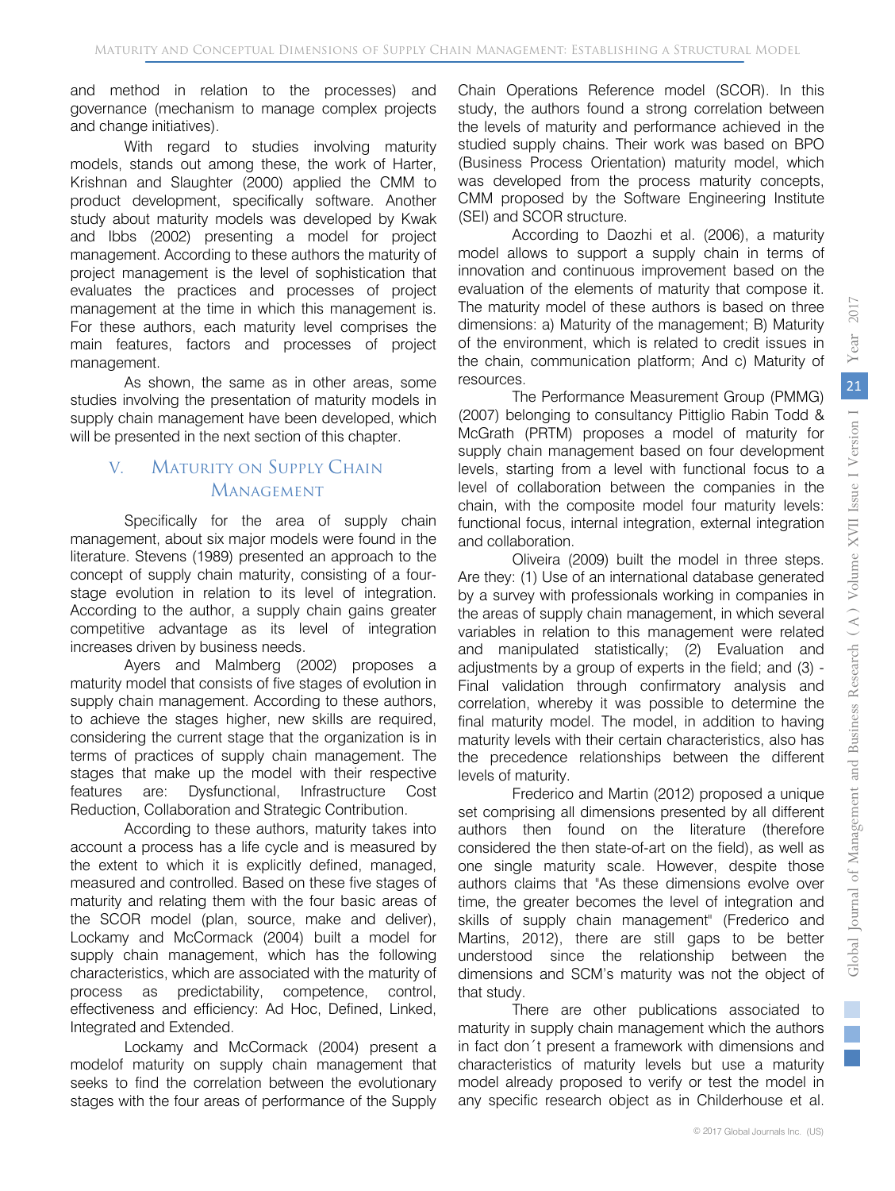and method in relation to the processes) and governance (mechanism to manage complex projects and change initiatives).

With regard to studies involving maturity models, stands out among these, the work of Harter, Krishnan and Slaughter (2000) applied the CMM to product development, specifically software. Another study about maturity models was developed by Kwak and Ibbs (2002) presenting a model for project management. According to these authors the maturity of project management is the level of sophistication that evaluates the practices and processes of project management at the time in which this management is. For these authors, each maturity level comprises the main features, factors and processes of project management.

As shown, the same as in other areas, some studies involving the presentation of maturity models in supply chain management have been developed, which will be presented in the next section of this chapter.

## V. Maturity on Supply Chain Management

Specifically for the area of supply chain management, about six major models were found in the literature. Stevens (1989) presented an approach to the concept of supply chain maturity, consisting of a four-stage evolution in relation to its level of integration. According to the author, a supply chain gains greater competitive advantage as its level of integration increases driven by business needs.

Ayers and Malmberg (2002) proposes a maturity model that consists of five stages of evolution in supply chain management. According to these authors, to achieve the stages higher, new skills are required, considering the current stage that the organization is in terms of practices of supply chain management. The stages that make up the model with their respective features are: Dysfunctional, Infrastructure Cost Reduction, Collaboration and Strategic Contribution.

According to these authors, maturity takes into account a process has a life cycle and is measured by the extent to which it is explicitly defined, managed, measured and controlled. Based on these five stages of maturity and relating them with the four basic areas of the SCOR model (plan, source, make and deliver), Lockamy and McCormack (2004) built a model for supply chain management, which has the following characteristics, which are associated with the maturity of process as predictability, competence, control, effectiveness and efficiency: Ad Hoc, Defined, Linked, Integrated and Extended.

Lockamy and McCormack (2004) present a modelof maturity on supply chain management that seeks to find the correlation between the evolutionary stages with the four areas of performance of the Supply Chain Operations Reference model (SCOR). In this study, the authors found a strong correlation between the levels of maturity and performance achieved in the studied supply chains. Their work was based on BPO (Business Process Orientation) maturity model, which was developed from the process maturity concepts, CMM proposed by the Software Engineering Institute (SEI) and SCOR structure.

According to Daozhi et al. (2006), a maturity model allows to support a supply chain in terms of innovation and continuous improvement based on the evaluation of the elements of maturity that compose it. The maturity model of these authors is based on three dimensions: a) Maturity of the management; B) Maturity of the environment, which is related to credit issues in the chain, communication platform; And c) Maturity of resources.

The Performance Measurement Group (PMMG) (2007) belonging to consultancy Pittiglio Rabin Todd & McGrath (PRTM) proposes a model of maturity for supply chain management based on four development levels, starting from a level with functional focus to a level of collaboration between the companies in the chain, with the composite model four maturity levels: functional focus, internal integration, external integration and collaboration.

Oliveira (2009) built the model in three steps. Are they: (1) Use of an international database generated by a survey with professionals working in companies in the areas of supply chain management, in which several variables in relation to this management were related and manipulated statistically; (2) Evaluation and adjustments by a group of experts in the field; and (3) - Final validation through confirmatory analysis and correlation, whereby it was possible to determine the final maturity model. The model, in addition to having maturity levels with their certain characteristics, also has the precedence relationships between the different levels of maturity.

Frederico and Martin (2012) proposed a unique set comprising all dimensions presented by all different authors then found on the literature (therefore considered the then state-of-art on the field), as well as one single maturity scale. However, despite those authors claims that "As these dimensions evolve over time, the greater becomes the level of integration and skills of supply chain management" (Frederico and Martins, 2012), there are still gaps to be better understood since the relationship between the dimensions and SCM's maturity was not the object of that study.

There are other publications associated to maturity in supply chain management which the authors in fact don´t present a framework with dimensions and characteristics of maturity levels but use a maturity model already proposed to verify or test the model in any specific research object as in Childerhouse et al.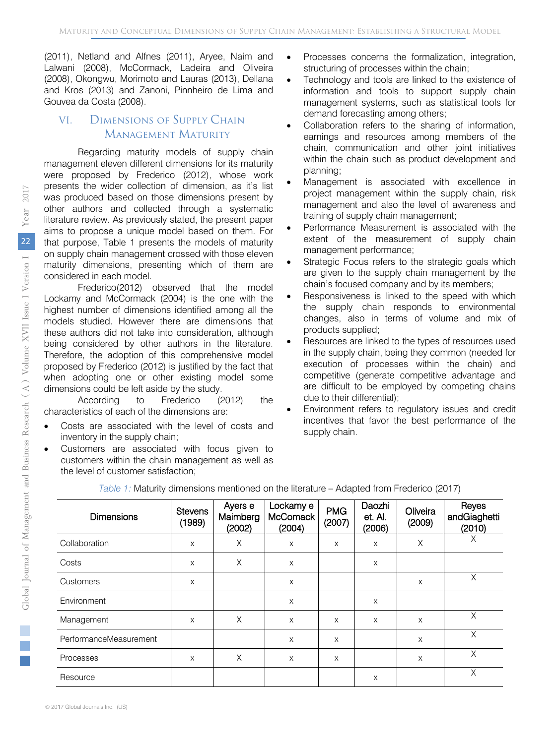(2011), Netland and Alfnes (2011), Aryee, Naim and Lalwani (2008), McCormack, Ladeira and Oliveira (2008), Okongwu, Morimoto and Lauras (2013), Dellana and Kros (2013) and Zanoni, Pinnheiro de Lima and Gouvea da Costa (2008).

## VI. Dimensions of Supply Chain Management Maturity

Regarding maturity models of supply chain management eleven different dimensions for its maturity were proposed by Frederico (2012), whose work presents the wider collection of dimension, as it's list was produced based on those dimensions present by other authors and collected through a systematic literature review. As previously stated, the present paper aims to propose a unique model based on them. For that purpose, Table 1 presents the models of maturity on supply chain management crossed with those eleven maturity dimensions, presenting which of them are considered in each model.

Frederico(2012) observed that the model Lockamy and McCormack (2004) is the one with the highest number of dimensions identified among all the models studied. However there are dimensions that these authors did not take into consideration, although being considered by other authors in the literature. Therefore, the adoption of this comprehensive model proposed by Frederico (2012) is justified by the fact that when adopting one or other existing model some dimensions could be left aside by the study.

According to Frederico (2012) the characteristics of each of the dimensions are:

- Costs are associated with the level of costs and inventory in the supply chain;
- Customers are associated with focus given to customers within the chain management as well as the level of customer satisfaction;
- Processes concerns the formalization, integration, structuring of processes within the chain;
- Technology and tools are linked to the existence of information and tools to support supply chain management systems, such as statistical tools for demand forecasting among others;
- Collaboration refers to the sharing of information, earnings and resources among members of the chain, communication and other joint initiatives within the chain such as product development and planning;
- Management is associated with excellence in project management within the supply chain, risk management and also the level of awareness and training of supply chain management;
- Performance Measurement is associated with the extent of the measurement of supply chain management performance;
- Strategic Focus refers to the strategic goals which are given to the supply chain management by the chain's focused company and by its members;
- Responsiveness is linked to the speed with which the supply chain responds to environmental changes, also in terms of volume and mix of products supplied;
- Resources are linked to the types of resources used in the supply chain, being they common (needed for execution of processes within the chain) and competitive (generate competitive advantage and are difficult to be employed by competing chains due to their differential);
- Environment refers to regulatory issues and credit incentives that favor the best performance of the supply chain.

*Table 1:* Maturity dimensions mentioned on the literature – Adapted from Frederico (2017)

| Dimensions | Stevens (1989) | Ayers e Maimberg (2002) | Lockamy e McComack (2004) | PMG (2007) | Daozhi et. Al. (2006) | Oliveira (2009) | Reyes andGiaghetti (2010) |
|---|---|---|---|---|---|---|---|
| Collaboration | x | X | x | x | x | X | X |
| Costs | x | X | x | | x | | |
| Customers | x | | x | | | x | X |
| Environment | | | x | | x | | |
| Management | x | X | x | x | x | x | X |
| PerformanceMeasurement | | | x | x | | x | X |
| Processes | x | X | x | x | | x | X |
| Resource | | | | | x | | X |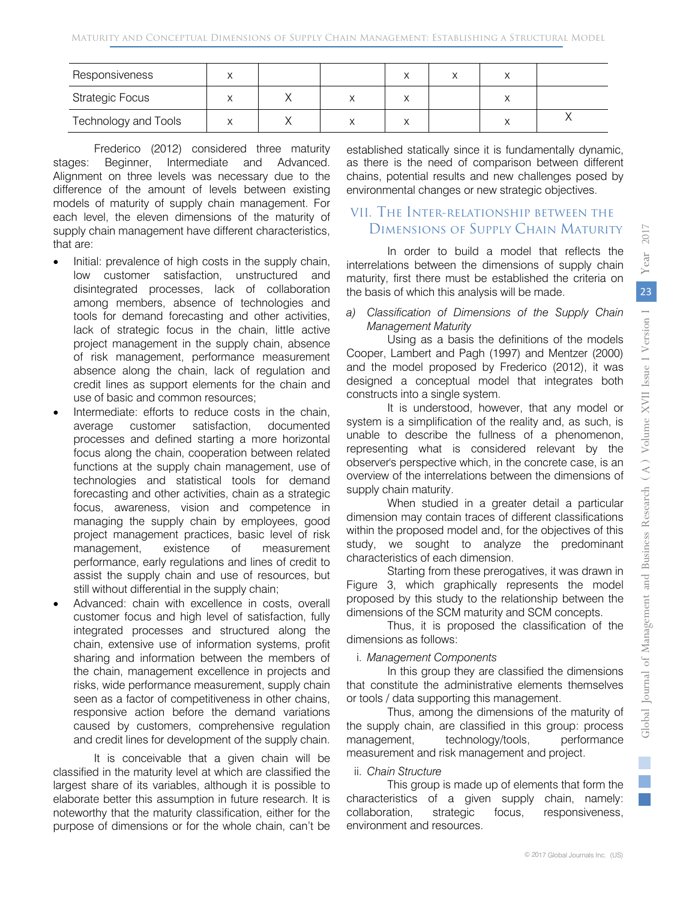| | | | | | | |
|---|---|---|---|---|---|---|
| Responsiveness | x | | | x | x | x | |
| Strategic Focus | x | X | x | x | | x | |
| Technology and Tools | x | X | x | x | | x | X |

Frederico (2012) considered three maturity stages: Beginner, Intermediate and Advanced. Alignment on three levels was necessary due to the difference of the amount of levels between existing models of maturity of supply chain management. For each level, the eleven dimensions of the maturity of supply chain management have different characteristics, that are:

- Initial: prevalence of high costs in the supply chain, low customer satisfaction, unstructured and disintegrated processes, lack of collaboration among members, absence of technologies and tools for demand forecasting and other activities, lack of strategic focus in the chain, little active project management in the supply chain, absence of risk management, performance measurement absence along the chain, lack of regulation and credit lines as support elements for the chain and use of basic and common resources;
- Intermediate: efforts to reduce costs in the chain, average customer satisfaction, documented processes and defined starting a more horizontal focus along the chain, cooperation between related functions at the supply chain management, use of technologies and statistical tools for demand forecasting and other activities, chain as a strategic focus, awareness, vision and competence in managing the supply chain by employees, good project management practices, basic level of risk management, existence of measurement performance, early regulations and lines of credit to assist the supply chain and use of resources, but still without differential in the supply chain;
- Advanced: chain with excellence in costs, overall customer focus and high level of satisfaction, fully integrated processes and structured along the chain, extensive use of information systems, profit sharing and information between the members of the chain, management excellence in projects and risks, wide performance measurement, supply chain seen as a factor of competitiveness in other chains, responsive action before the demand variations caused by customers, comprehensive regulation and credit lines for development of the supply chain.

It is conceivable that a given chain will be classified in the maturity level at which are classified the largest share of its variables, although it is possible to elaborate better this assumption in future research. It is noteworthy that the maturity classification, either for the purpose of dimensions or for the whole chain, can't be established statically since it is fundamentally dynamic, as there is the need of comparison between different chains, potential results and new challenges posed by environmental changes or new strategic objectives.

## VII. The Inter-relationship between the Dimensions of Supply Chain Maturity

In order to build a model that reflects the interrelations between the dimensions of supply chain maturity, first there must be established the criteria on the basis of which this analysis will be made.

### *a) Classification of Dimensions of the Supply Chain Management Maturity*

Using as a basis the definitions of the models Cooper, Lambert and Pagh (1997) and Mentzer (2000) and the model proposed by Frederico (2012), it was designed a conceptual model that integrates both constructs into a single system.

It is understood, however, that any model or system is a simplification of the reality and, as such, is unable to describe the fullness of a phenomenon, representing what is considered relevant by the observer's perspective which, in the concrete case, is an overview of the interrelations between the dimensions of supply chain maturity.

When studied in a greater detail a particular dimension may contain traces of different classifications within the proposed model and, for the objectives of this study, we sought to analyze the predominant characteristics of each dimension.

Starting from these prerogatives, it was drawn in Figure 3, which graphically represents the model proposed by this study to the relationship between the dimensions of the SCM maturity and SCM concepts.

Thus, it is proposed the classification of the dimensions as follows:

i. *Management Components*

In this group they are classified the dimensions that constitute the administrative elements themselves or tools / data supporting this management.

Thus, among the dimensions of the maturity of the supply chain, are classified in this group: process management, technology/tools, performance measurement and risk management and project.

ii. *Chain Structure*

This group is made up of elements that form the characteristics of a given supply chain, namely: collaboration, strategic focus, responsiveness, environment and resources.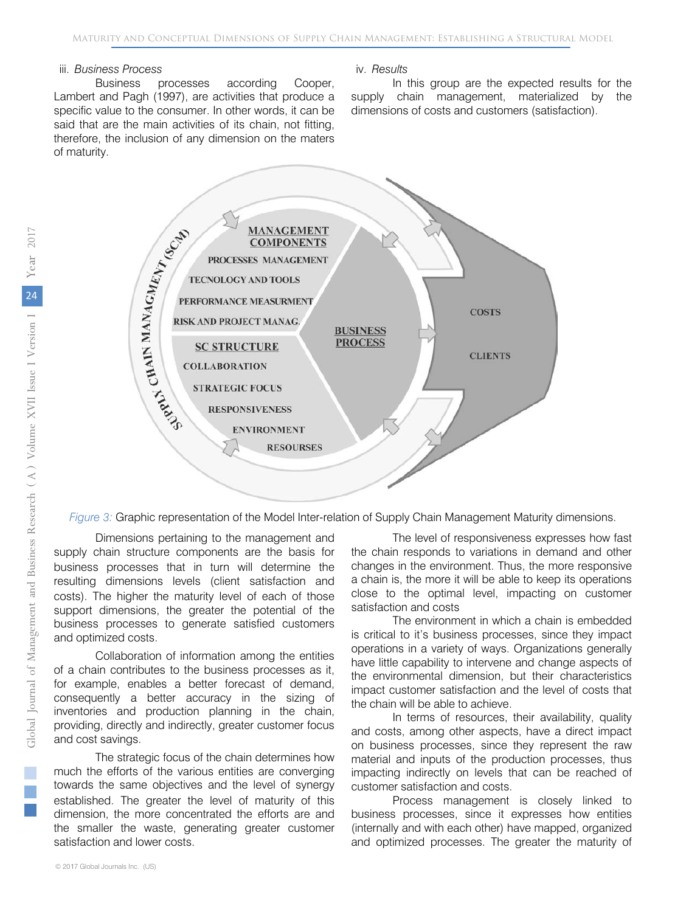iii. *Business Process*

Business processes according Cooper, Lambert and Pagh (1997), are activities that produce a specific value to the consumer. In other words, it can be said that are the main activities of its chain, not fitting, therefore, the inclusion of any dimension on the maters of maturity.

iv. *Results*

In this group are the expected results for the supply chain management, materialized by the dimensions of costs and customers (satisfaction).

*Figure 3:* Graphic representation of the Model Inter-relation of Supply Chain Management Maturity dimensions.

Dimensions pertaining to the management and supply chain structure components are the basis for business processes that in turn will determine the resulting dimensions levels (client satisfaction and costs). The higher the maturity level of each of those support dimensions, the greater the potential of the business processes to generate satisfied customers and optimized costs.

Collaboration of information among the entities of a chain contributes to the business processes as it, for example, enables a better forecast of demand, consequently a better accuracy in the sizing of inventories and production planning in the chain, providing, directly and indirectly, greater customer focus and cost savings.

The strategic focus of the chain determines how much the efforts of the various entities are converging towards the same objectives and the level of synergy established. The greater the level of maturity of this dimension, the more concentrated the efforts are and the smaller the waste, generating greater customer satisfaction and lower costs.

The level of responsiveness expresses how fast the chain responds to variations in demand and other changes in the environment. Thus, the more responsive a chain is, the more it will be able to keep its operations close to the optimal level, impacting on customer satisfaction and costs

The environment in which a chain is embedded is critical to it's business processes, since they impact operations in a variety of ways. Organizations generally have little capability to intervene and change aspects of the environmental dimension, but their characteristics impact customer satisfaction and the level of costs that the chain will be able to achieve.

In terms of resources, their availability, quality and costs, among other aspects, have a direct impact on business processes, since they represent the raw material and inputs of the production processes, thus impacting indirectly on levels that can be reached of customer satisfaction and costs.

Process management is closely linked to business processes, since it expresses how entities (internally and with each other) have mapped, organized and optimized processes. The greater the maturity of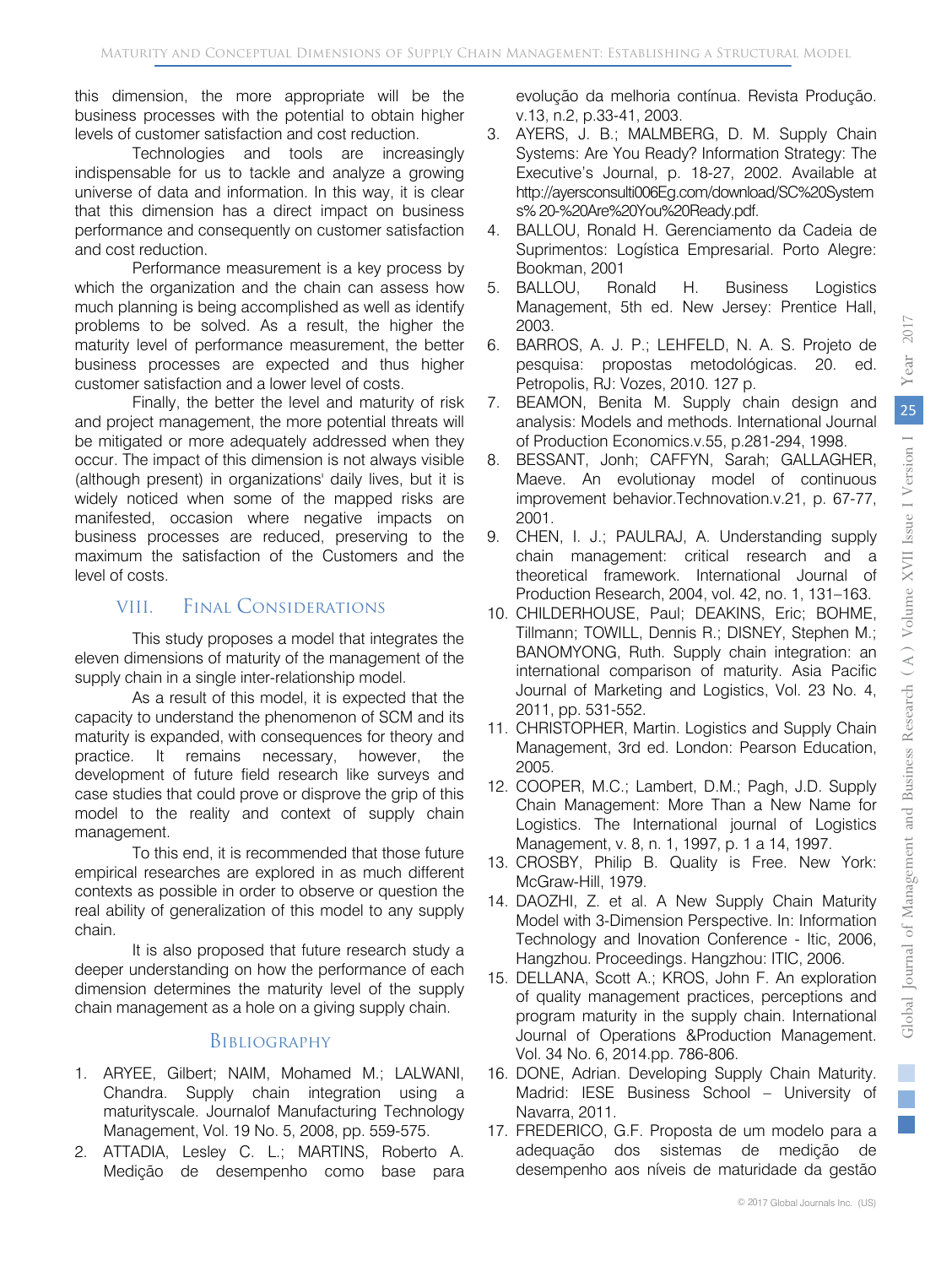this dimension, the more appropriate will be the business processes with the potential to obtain higher levels of customer satisfaction and cost reduction.

Technologies and tools are increasingly indispensable for us to tackle and analyze a growing universe of data and information. In this way, it is clear that this dimension has a direct impact on business performance and consequently on customer satisfaction and cost reduction.

Performance measurement is a key process by which the organization and the chain can assess how much planning is being accomplished as well as identify problems to be solved. As a result, the higher the maturity level of performance measurement, the better business processes are expected and thus higher customer satisfaction and a lower level of costs.

Finally, the better the level and maturity of risk and project management, the more potential threats will be mitigated or more adequately addressed when they occur. The impact of this dimension is not always visible (although present) in organizations' daily lives, but it is widely noticed when some of the mapped risks are manifested, occasion where negative impacts on business processes are reduced, preserving to the maximum the satisfaction of the Customers and the level of costs.

## VIII. Final Considerations

This study proposes a model that integrates the eleven dimensions of maturity of the management of the supply chain in a single inter-relationship model.

As a result of this model, it is expected that the capacity to understand the phenomenon of SCM and its maturity is expanded, with consequences for theory and practice. It remains necessary, however, the development of future field research like surveys and case studies that could prove or disprove the grip of this model to the reality and context of supply chain management.

To this end, it is recommended that those future empirical researches are explored in as much different contexts as possible in order to observe or question the real ability of generalization of this model to any supply chain.

It is also proposed that future research study a deeper understanding on how the performance of each dimension determines the maturity level of the supply chain management as a hole on a giving supply chain.

## Bibliography

1. ARYEE, Gilbert; NAIM, Mohamed M.; LALWANI, Chandra. Supply chain integration using a maturityscale. Journalof Manufacturing Technology Management, Vol. 19 No. 5, 2008, pp. 559-575.
2. ATTADIA, Lesley C. L.; MARTINS, Roberto A. Medição de desempenho como base para evolução da melhoria contínua. Revista Produção. v.13, n.2, p.33-41, 2003.
3. AYERS, J. B.; MALMBERG, D. M. Supply Chain Systems: Are You Ready? Information Strategy: The Executive's Journal, p. 18-27, 2002. Available at http://ayersconsulti006Eg.com/download/SC%20Systems% 20-%20Are%20You%20Ready.pdf.
4. BALLOU, Ronald H. Gerenciamento da Cadeia de Suprimentos: Logística Empresarial. Porto Alegre: Bookman, 2001
5. BALLOU, Ronald H. Business Logistics Management, 5th ed. New Jersey: Prentice Hall, 2003.
6. BARROS, A. J. P.; LEHFELD, N. A. S. Projeto de pesquisa: propostas metodológicas. 20. ed. Petropolis, RJ: Vozes, 2010. 127 p.
7. BEAMON, Benita M. Supply chain design and analysis: Models and methods. International Journal of Production Economics.v.55, p.281-294, 1998.
8. BESSANT, Jonh; CAFFYN, Sarah; GALLAGHER, Maeve. An evolutionay model of continuous improvement behavior.Technovation.v.21, p. 67-77, 2001.
9. CHEN, I. J.; PAULRAJ, A. Understanding supply chain management: critical research and a theoretical framework. International Journal of Production Research, 2004, vol. 42, no. 1, 131–163.
10. CHILDERHOUSE, Paul; DEAKINS, Eric; BOHME, Tillmann; TOWILL, Dennis R.; DISNEY, Stephen M.; BANOMYONG, Ruth. Supply chain integration: an international comparison of maturity. Asia Pacific Journal of Marketing and Logistics, Vol. 23 No. 4, 2011, pp. 531-552.
11. CHRISTOPHER, Martin. Logistics and Supply Chain Management, 3rd ed. London: Pearson Education, 2005.
12. COOPER, M.C.; Lambert, D.M.; Pagh, J.D. Supply Chain Management: More Than a New Name for Logistics. The International journal of Logistics Management, v. 8, n. 1, 1997, p. 1 a 14, 1997.
13. CROSBY, Philip B. Quality is Free. New York: McGraw-Hill, 1979.
14. DAOZHI, Z. et al. A New Supply Chain Maturity Model with 3-Dimension Perspective. In: Information Technology and Inovation Conference - Itic, 2006, Hangzhou. Proceedings. Hangzhou: ITIC, 2006.
15. DELLANA, Scott A.; KROS, John F. An exploration of quality management practices, perceptions and program maturity in the supply chain. International Journal of Operations &Production Management. Vol. 34 No. 6, 2014.pp. 786-806.
16. DONE, Adrian. Developing Supply Chain Maturity. Madrid: IESE Business School – University of Navarra, 2011.
17. FREDERICO, G.F. Proposta de um modelo para a adequação dos sistemas de medição de desempenho aos níveis de maturidade da gestão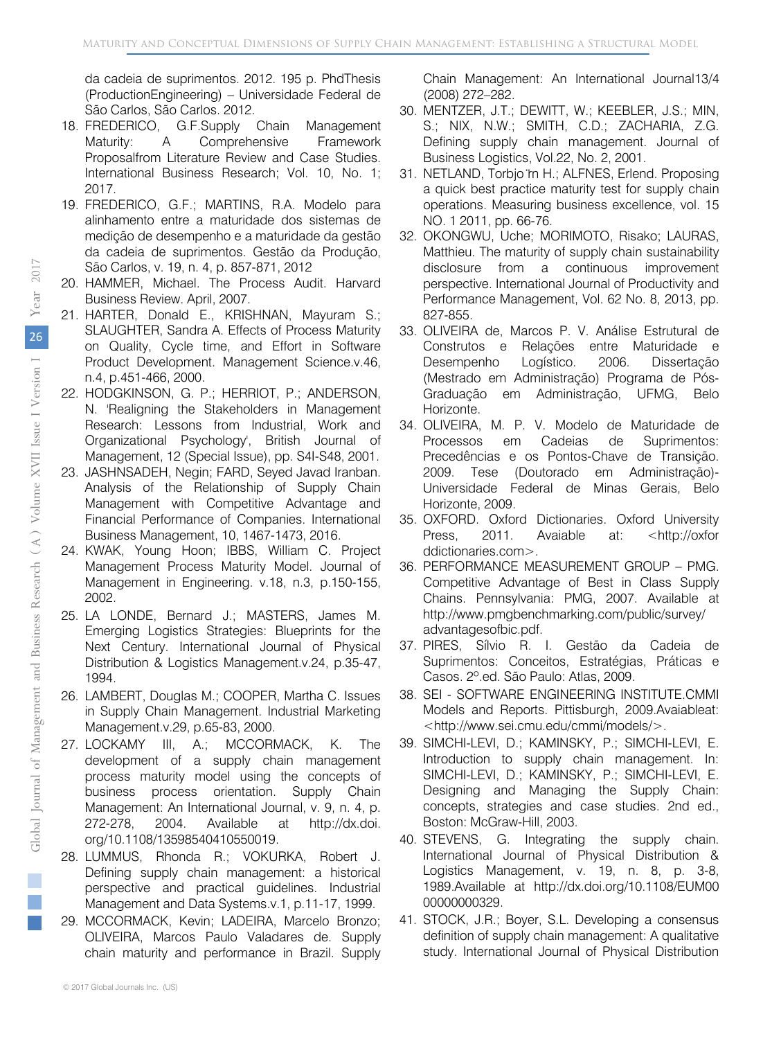da cadeia de suprimentos. 2012. 195 p. PhdThesis (ProductionEngineering) – Universidade Federal de São Carlos, São Carlos. 2012.

18. FREDERICO, G.F.Supply Chain Management Maturity: A Comprehensive Framework Proposalfrom Literature Review and Case Studies. International Business Research; Vol. 10, No. 1; 2017.
19. FREDERICO, G.F.; MARTINS, R.A. Modelo para alinhamento entre a maturidade dos sistemas de medição de performance e a maturidade da gestão da cadeia de suprimentos. Gestão da Produção, São Carlos, v. 19, n. 4, p. 857-871, 2012
20. HAMMER, Michael. The Process Audit. Harvard Business Review. April, 2007.
21. HARTER, Donald E., KRISHNAN, Mayuram S.; SLAUGHTER, Sandra A. Effects of Process Maturity on Quality, Cycle time, and Effort in Software Product Development. Management Science.v.46, n.4, p.451-466, 2000.
22. HODGKINSON, G. P.; HERRIOT, P.; ANDERSON, N. 'Realigning the Stakeholders in Management Research: Lessons from Industrial, Work and Organizational Psychology', British Journal of Management, 12 (Special Issue), pp. S4I-S48, 2001.
23. JASHNSADEH, Negin; FARD, Seyed Javad Iranban. Analysis of the Relationship of Supply Chain Management with Competitive Advantage and Financial Performance of Companies. International Business Management, 10, 1467-1473, 2016.
24. KWAK, Young Hoon; IBBS, William C. Project Management Process Maturity Model. Journal of Management in Engineering. v.18, n.3, p.150-155, 2002.
25. LA LONDE, Bernard J.; MASTERS, James M. Emerging Logistics Strategies: Blueprints for the Next Century. International Journal of Physical Distribution & Logistics Management.v.24, p.35-47, 1994.
26. LAMBERT, Douglas M.; COOPER, Martha C. Issues in Supply Chain Management. Industrial Marketing Management.v.29, p.65-83, 2000.
27. LOCKAMY III, A.; MCCORMACK, K. The development of a supply chain management process maturity model using the concepts of business process orientation. Supply Chain Management: An International Journal, v. 9, n. 4, p. 272-278, 2004. Available at http://dx.doi.org/10.1108/13598540410550019.
28. LUMMUS, Rhonda R.; VOKURKA, Robert J. Defining supply chain management: a historical perspective and practical guidelines. Industrial Management and Data Systems.v.1, p.11-17, 1999.
29. MCCORMACK, Kevin; LADEIRA, Marcelo Bronzo; OLIVEIRA, Marcos Paulo Valadares de. Supply chain maturity and performance in Brazil. Supply Chain Management: An International Journal13/4 (2008) 272–282.
30. MENTZER, J.T.; DEWITT, W.; KEEBLER, J.S.; MIN, S.; NIX, N.W.; SMITH, C.D.; ZACHARIA, Z.G. Defining supply chain management. Journal of Business Logistics, Vol.22, No. 2, 2001.
31. NETLAND, Torbjörn H.; ALFNES, Erlend. Proposing a quick best practice maturity test for supply chain operations. Measuring business excellence, vol. 15 NO. 1 2011, pp. 66-76.
32. OKONGWU, Uche; MORIMOTO, Risako; LAURAS, Matthieu. The maturity of supply chain sustainability disclosure from a continuous improvement perspective. International Journal of Productivity and Performance Management, Vol. 62 No. 8, 2013, pp. 827-855.
33. OLIVEIRA de, Marcos P. V. Análise Estrutural de Construtos e Relações entre Maturidade e Desempenho Logístico. 2006. Dissertação (Mestrado em Administração) Programa de Pós-Graduação em Administração, UFMG, Belo Horizonte.
34. OLIVEIRA, M. P. V. Modelo de Maturidade de Processos em Cadeias de Suprimentos: Precedências e os Pontos-Chave de Transição. 2009. Tese (Doutorado em Administração)- Universidade Federal de Minas Gerais, Belo Horizonte, 2009.
35. OXFORD. Oxford Dictionaries. Oxford University Press, 2011. Avaiable at: <http://oxforddictionaries.com>.
36. PERFORMANCE MEASUREMENT GROUP – PMG. Competitive Advantage of Best in Class Supply Chains. Pennsylvania: PMG, 2007. Available at http://www.pmgbenchmarking.com/public/survey/advantagesofbic.pdf.
37. PIRES, Sílvio R. I. Gestão da Cadeia de Suprimentos: Conceitos, Estratégias, Práticas e Casos. 2º.ed. São Paulo: Atlas, 2009.
38. SEI - SOFTWARE ENGINEERING INSTITUTE.CMMI Models and Reports. Pittisburgh, 2009.Avaiableat: <http://www.sei.cmu.edu/cmmi/models/>.
39. SIMCHI-LEVI, D.; KAMINSKY, P.; SIMCHI-LEVI, E. Introduction to supply chain management. In: SIMCHI-LEVI, D.; KAMINSKY, P.; SIMCHI-LEVI, E. Designing and Managing the Supply Chain: concepts, strategies and case studies. 2nd ed., Boston: McGraw-Hill, 2003.
40. STEVENS, G. Integrating the supply chain. International Journal of Physical Distribution & Logistics Management, v. 19, n. 8, p. 3-8, 1989.Available at http://dx.doi.org/10.1108/EUM0000000000329.
41. STOCK, J.R.; Boyer, S.L. Developing a consensus definition of supply chain management: A qualitative study. International Journal of Physical Distribution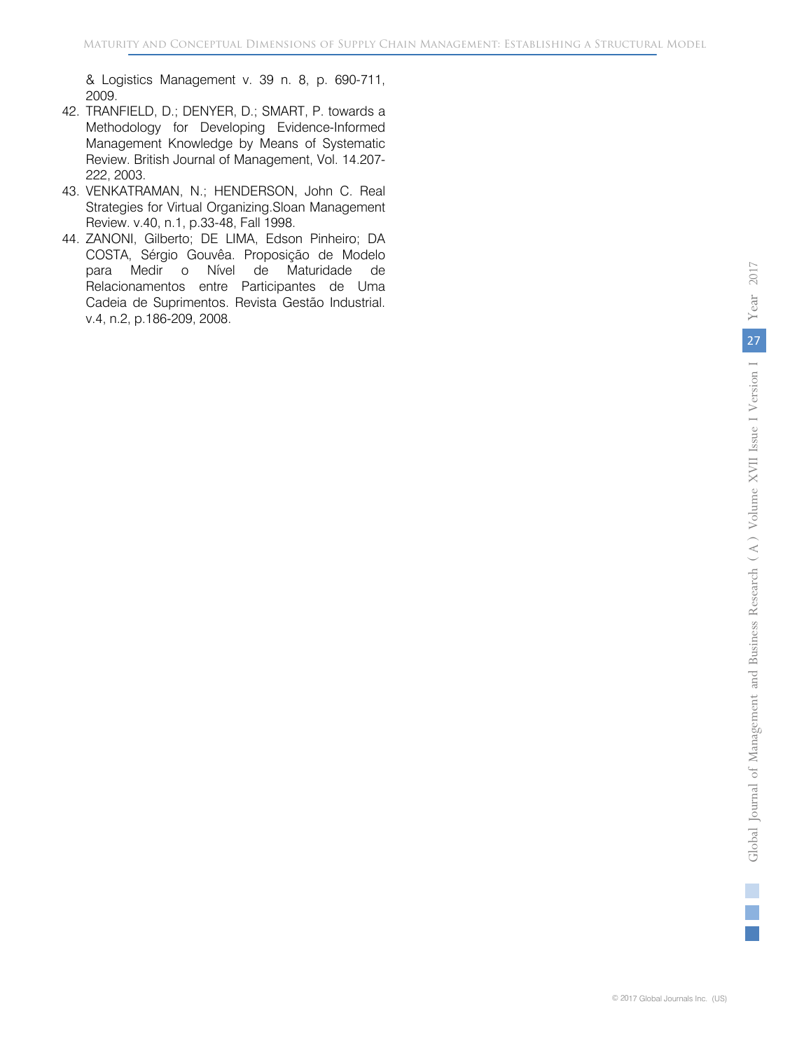& Logistics Management v. 39 n. 8, p. 690-711, 2009.

42. TRANFIELD, D.; DENYER, D.; SMART, P. towards a Methodology for Developing Evidence-Informed Management Knowledge by Means of Systematic Review. British Journal of Management, Vol. 14.207-222, 2003.
43. VENKATRAMAN, N.; HENDERSON, John C. Real Strategies for Virtual Organizing.Sloan Management Review. v.40, n.1, p.33-48, Fall 1998.
44. ZANONI, Gilberto; DE LIMA, Edson Pinheiro; DA COSTA, Sérgio Gouvêa. Proposição de Modelo para Medir o Nível de Maturidade de Relacionamentos entre Participantes de Uma Cadeia de Suprimentos. Revista Gestão Industrial. v.4, n.2, p.186-209, 2008.